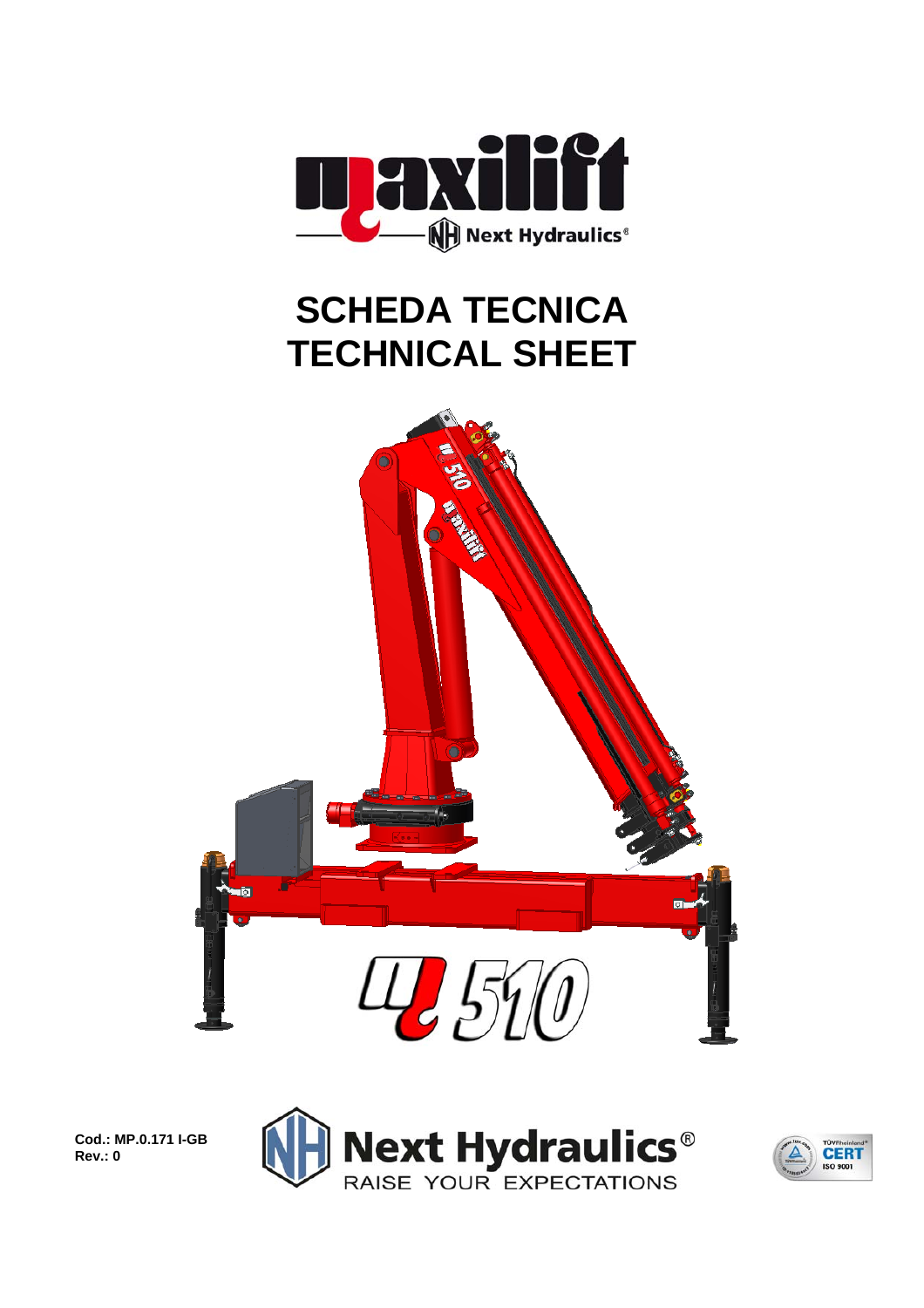# SCHEDA TECNICA
# TECHNICAL SHEET

**Cod.: MP.0.171 I-GB**
**Rev.: 0**

Next Hydraulics®
RAISE YOUR EXPECTATIONS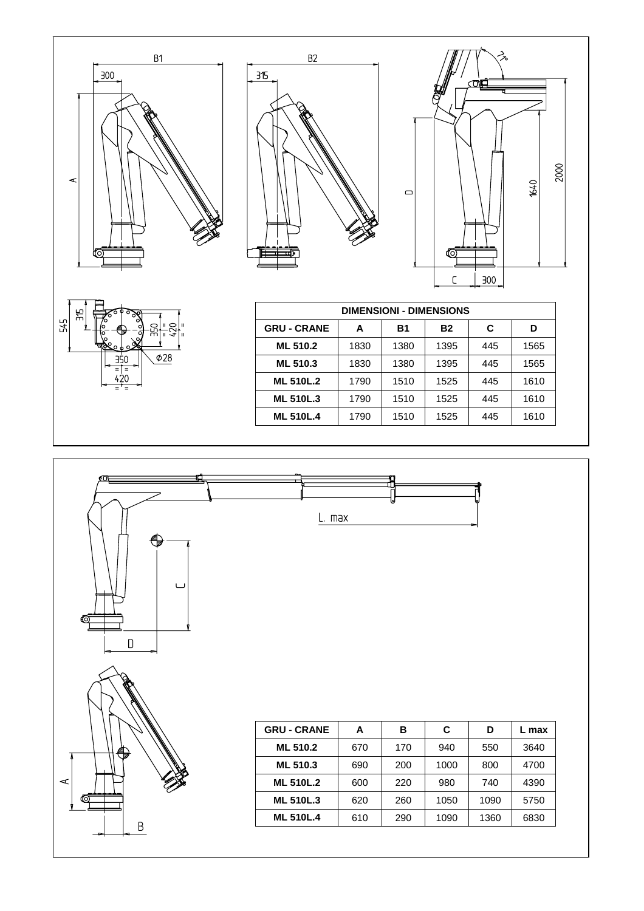| DIMENSIONI - DIMENSIONS | | | | | |
|---|---|---|---|---|---|
| **GRU - CRANE** | **A** | **B1** | **B2** | **C** | **D** |
| **ML 510.2** | 1830 | 1380 | 1395 | 445 | 1565 |
| **ML 510.3** | 1830 | 1380 | 1395 | 445 | 1565 |
| **ML 510L.2** | 1790 | 1510 | 1525 | 445 | 1610 |
| **ML 510L.3** | 1790 | 1510 | 1525 | 445 | 1610 |
| **ML 510L.4** | 1790 | 1510 | 1525 | 445 | 1610 |

| GRU - CRANE | A | B | C | D | L max |
|---|---|---|---|---|---|
| **ML 510.2** | 670 | 170 | 940 | 550 | 3640 |
| **ML 510.3** | 690 | 200 | 1000 | 800 | 4700 |
| **ML 510L.2** | 600 | 220 | 980 | 740 | 4390 |
| **ML 510L.3** | 620 | 260 | 1050 | 1090 | 5750 |
| **ML 510L.4** | 610 | 290 | 1090 | 1360 | 6830 |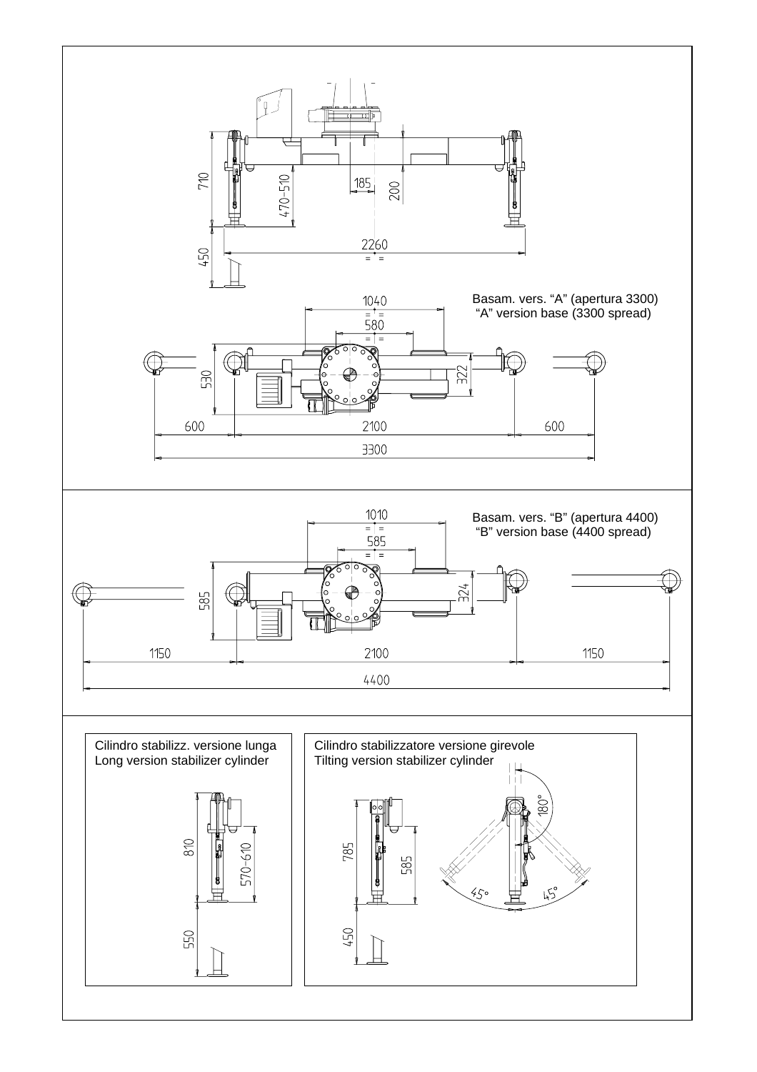Basam. vers. “A” (apertura 3300)
“A” version base (3300 spread)

Basam. vers. “B” (apertura 4400)
“B” version base (4400 spread)

Cilindro stabilizz. versione lunga
Long version stabilizer cylinder

Cilindro stabilizzatore versione girevole
Tilting version stabilizer cylinder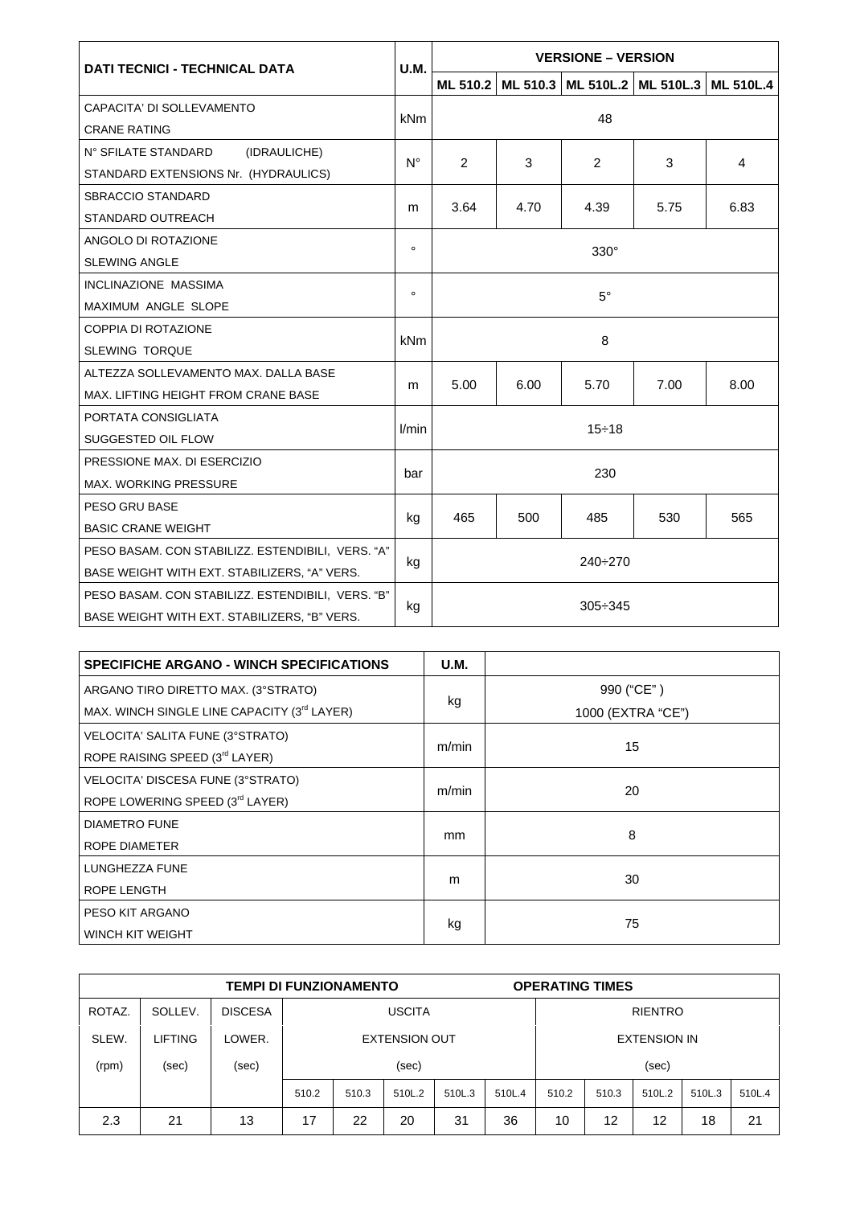| DATI TECNICI - TECHNICAL DATA | U.M. | VERSIONE – VERSION | | | | |
|---|---|---|---|---|---|---|
| | | ML 510.2 | ML 510.3 | ML 510L.2 | ML 510L.3 | ML 510L.4 |
| CAPACITA' DI SOLLEVAMENTO<br>CRANE RATING | kNm | 48 | | | | |
| N° SFILATE STANDARD (IDRAULICHE)<br>STANDARD EXTENSIONS Nr. (HYDRAULICS) | N° | 2 | 3 | 2 | 3 | 4 |
| SBRACCIO STANDARD<br>STANDARD OUTREACH | m | 3.64 | 4.70 | 4.39 | 5.75 | 6.83 |
| ANGOLO DI ROTAZIONE<br>SLEWING ANGLE | ° | 330° | | | | |
| INCLINAZIONE MASSIMA<br>MAXIMUM ANGLE SLOPE | ° | 5° | | | | |
| COPPIA DI ROTAZIONE<br>SLEWING TORQUE | kNm | 8 | | | | |
| ALTEZZA SOLLEVAMENTO MAX. DALLA BASE<br>MAX. LIFTING HEIGHT FROM CRANE BASE | m | 5.00 | 6.00 | 5.70 | 7.00 | 8.00 |
| PORTATA CONSIGLIATA<br>SUGGESTED OIL FLOW | l/min | 15÷18 | | | | |
| PRESSIONE MAX. DI ESERCIZIO<br>MAX. WORKING PRESSURE | bar | 230 | | | | |
| PESO GRU BASE<br>BASIC CRANE WEIGHT | kg | 465 | 500 | 485 | 530 | 565 |
| PESO BASAM. CON STABILIZZ. ESTENDIBILI, VERS. "A"<br>BASE WEIGHT WITH EXT. STABILIZERS, "A" VERS. | kg | 240÷270 | | | | |
| PESO BASAM. CON STABILIZZ. ESTENDIBILI, VERS. "B"<br>BASE WEIGHT WITH EXT. STABILIZERS, "B" VERS. | kg | 305÷345 | | | | |

| SPECIFICHE ARGANO - WINCH SPECIFICATIONS | U.M. | |
|---|---|---|
| ARGANO TIRO DIRETTO MAX. (3°STRATO)<br>MAX. WINCH SINGLE LINE CAPACITY (3rd LAYER) | kg | 990 ("CE")<br>1000 (EXTRA "CE") |
| VELOCITA' SALITA FUNE (3°STRATO)<br>ROPE RAISING SPEED (3rd LAYER) | m/min | 15 |
| VELOCITA' DISCESA FUNE (3°STRATO)<br>ROPE LOWERING SPEED (3rd LAYER) | m/min | 20 |
| DIAMETRO FUNE<br>ROPE DIAMETER | mm | 8 |
| LUNGHEZZA FUNE<br>ROPE LENGTH | m | 30 |
| PESO KIT ARGANO<br>WINCH KIT WEIGHT | kg | 75 |

| TEMPI DI FUNZIONAMENTO / OPERATING TIMES | | | | | | | | | | | | |
|---|---|---|---|---|---|---|---|---|---|---|---|---|
| ROTAZ.<br>SLEW.<br>(rpm) | SOLLEV.<br>LIFTING<br>(sec) | DISCESA<br>LOWER.<br>(sec) | USCITA<br>EXTENSION OUT<br>(sec) | | | | | RIENTRO<br>EXTENSION IN<br>(sec) | | | | |
| | | | 510.2 | 510.3 | 510L.2 | 510L.3 | 510L.4 | 510.2 | 510.3 | 510L.2 | 510L.3 | 510L.4 |
| 2.3 | 21 | 13 | 17 | 22 | 20 | 31 | 36 | 10 | 12 | 12 | 18 | 21 |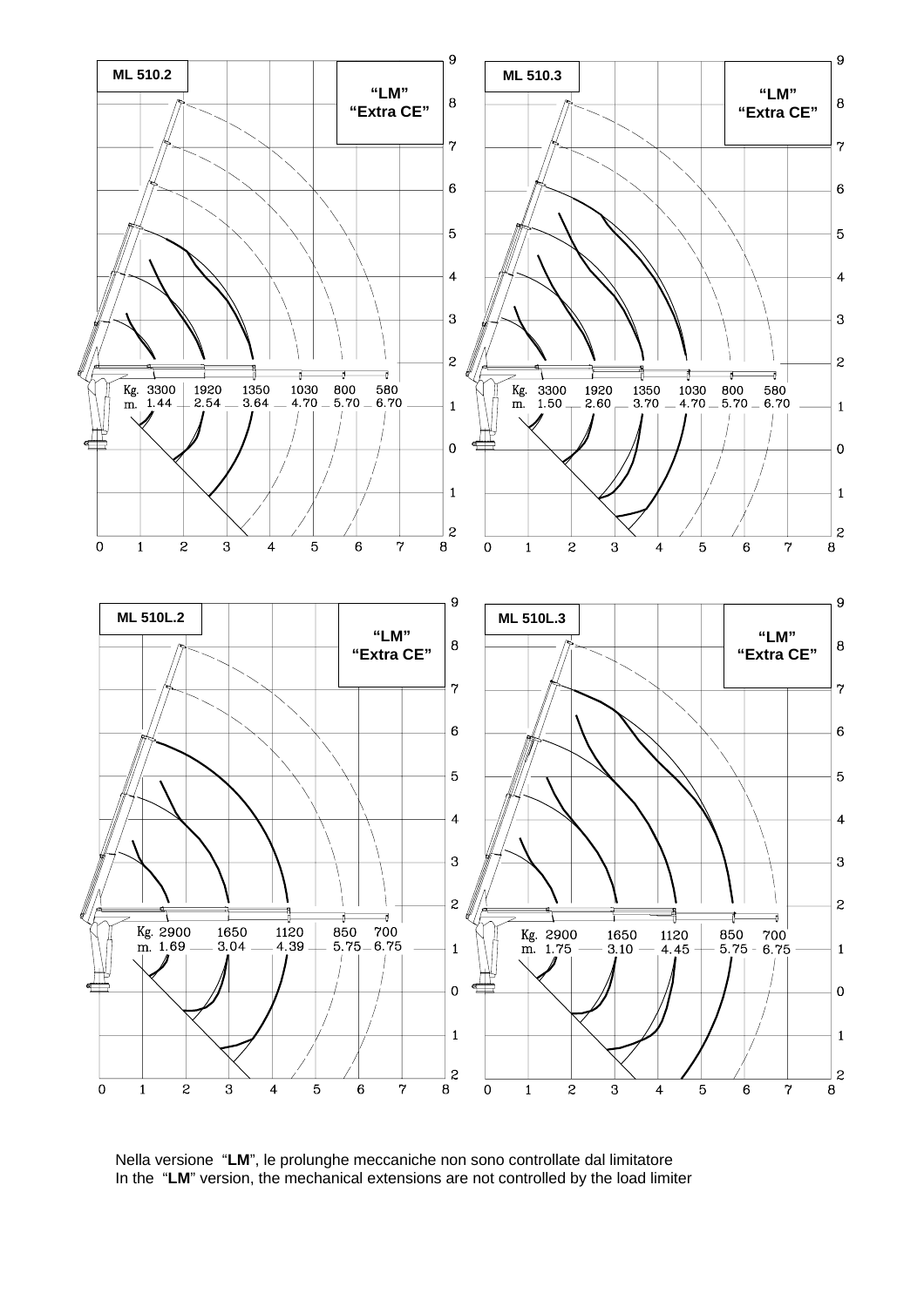## ML 510.2

"LM" "Extra CE"

| Kg. | 3300 | 1920 | 1350 | 1030 | 800 | 580 |
|---|---|---|---|---|---|---|
| m. | 1.44 | 2.54 | 3.64 | 4.70 | 5.70 | 6.70 |

## ML 510.3

"LM" "Extra CE"

| Kg. | 3300 | 1920 | 1350 | 1030 | 800 | 580 |
|---|---|---|---|---|---|---|
| m. | 1.50 | 2.60 | 3.70 | 4.70 | 5.70 | 6.70 |

## ML 510L.2

"LM" "Extra CE"

| Kg. | 2900 | 1650 | 1120 | 850 | 700 |
|---|---|---|---|---|---|
| m. | 1.69 | 3.04 | 4.39 | 5.75 | 6.75 |

## ML 510L.3

"LM" "Extra CE"

| Kg. | 2900 | 1650 | 1120 | 850 | 700 |
|---|---|---|---|---|---|
| m. | 1.75 | 3.10 | 4.45 | 5.75 | 6.75 |

Nella versione "**LM**", le prolunghe meccaniche non sono controllate dal limitatore
In the "**LM**" version, the mechanical extensions are not controlled by the load limiter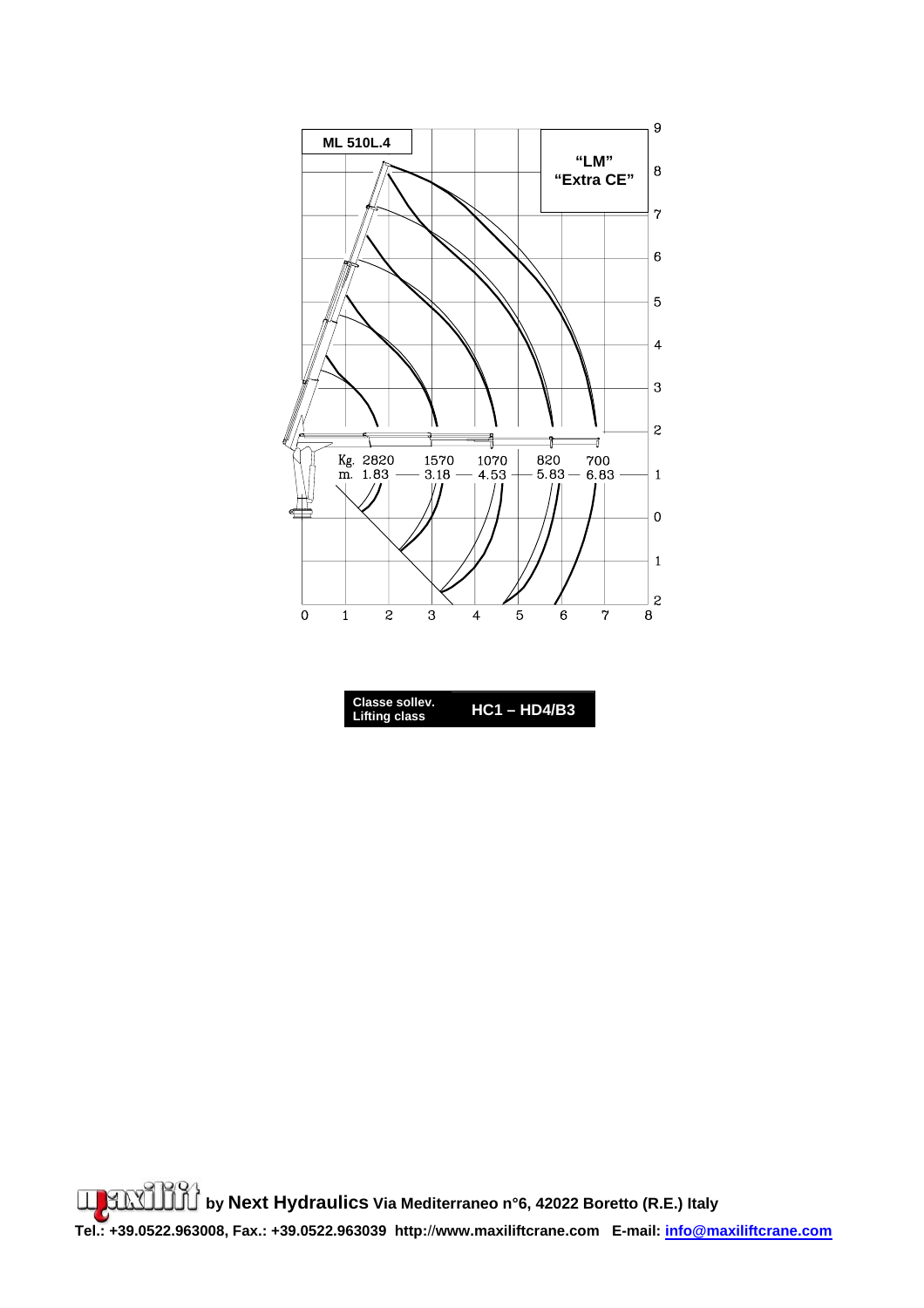ML 510L.4

"LM"
"Extra CE"

Kg. 2820 — 1570 — 1070 — 820 — 700

m. 1.83 — 3.18 — 4.53 — 5.83 — 6.83

9
8
7
6
5
4
3
2
1
0
1
2

0 1 2 3 4 5 6 7 8

| Classe sollev. Lifting class | HC1 – HD4/B3 |
|---|---|

maxilift **by Next Hydraulics** Via Mediterraneo n°6, 42022 Boretto (R.E.) Italy
Tel.: +39.0522.963008, Fax.: +39.0522.963039 http://www.maxiliftcrane.com E-mail: info@maxiliftcrane.com